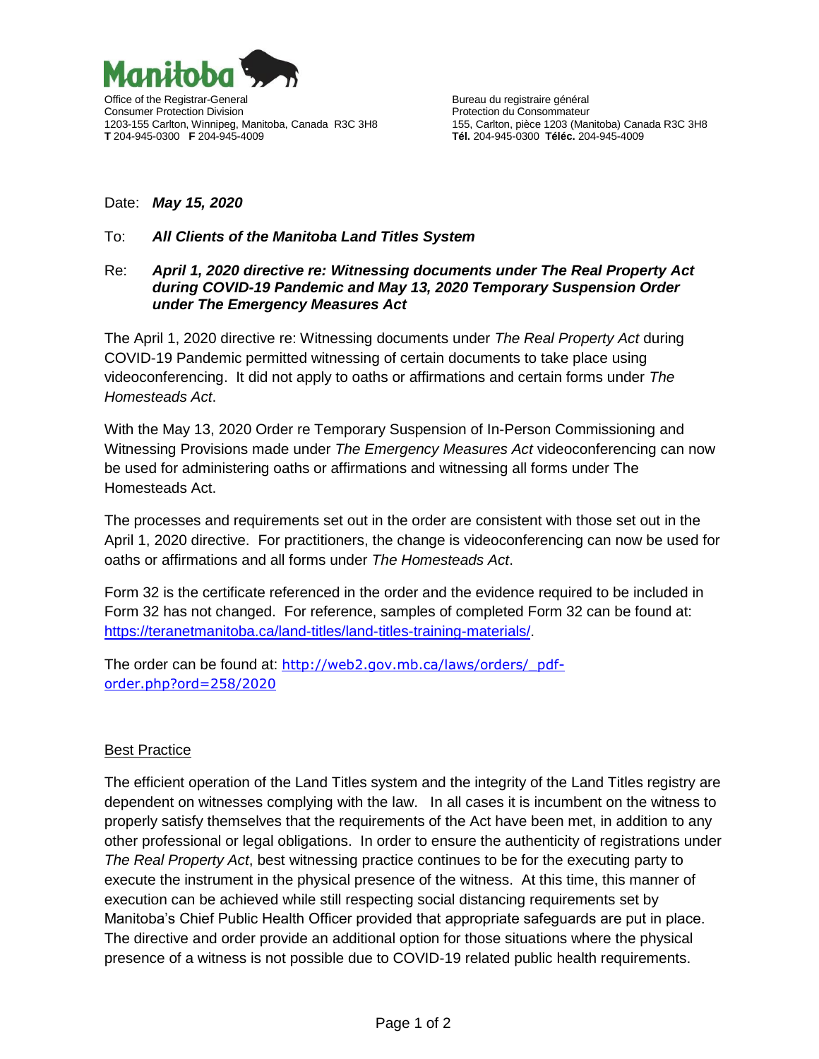Manitoba

Office of the Registrar-General
Consumer Protection Division
1203-155 Carlton, Winnipeg, Manitoba, Canada R3C 3H8
**T** 204-945-0300 **F** 204-945-4009

Bureau du registraire général
Protection du Consommateur
155, Carlton, pièce 1203 (Manitoba) Canada R3C 3H8
**Tél.** 204-945-0300 **Téléc.** 204-945-4009

Date: ***May 15, 2020***

To: ***All Clients of the Manitoba Land Titles System***

Re: ***April 1, 2020 directive re: Witnessing documents under The Real Property Act during COVID-19 Pandemic and May 13, 2020 Temporary Suspension Order under The Emergency Measures Act***

The April 1, 2020 directive re: Witnessing documents under *The Real Property Act* during COVID-19 Pandemic permitted witnessing of certain documents to take place using videoconferencing. It did not apply to oaths or affirmations and certain forms under *The Homesteads Act*.

With the May 13, 2020 Order re Temporary Suspension of In-Person Commissioning and Witnessing Provisions made under *The Emergency Measures Act* videoconferencing can now be used for administering oaths or affirmations and witnessing all forms under The Homesteads Act.

The processes and requirements set out in the order are consistent with those set out in the April 1, 2020 directive. For practitioners, the change is videoconferencing can now be used for oaths or affirmations and all forms under *The Homesteads Act*.

Form 32 is the certificate referenced in the order and the evidence required to be included in Form 32 has not changed. For reference, samples of completed Form 32 can be found at: https://teranetmanitoba.ca/land-titles/land-titles-training-materials/.

The order can be found at: http://web2.gov.mb.ca/laws/orders/_pdf-order.php?ord=258/2020

## Best Practice

The efficient operation of the Land Titles system and the integrity of the Land Titles registry are dependent on witnesses complying with the law. In all cases it is incumbent on the witness to properly satisfy themselves that the requirements of the Act have been met, in addition to any other professional or legal obligations. In order to ensure the authenticity of registrations under *The Real Property Act*, best witnessing practice continues to be for the executing party to execute the instrument in the physical presence of the witness. At this time, this manner of execution can be achieved while still respecting social distancing requirements set by Manitoba's Chief Public Health Officer provided that appropriate safeguards are put in place. The directive and order provide an additional option for those situations where the physical presence of a witness is not possible due to COVID-19 related public health requirements.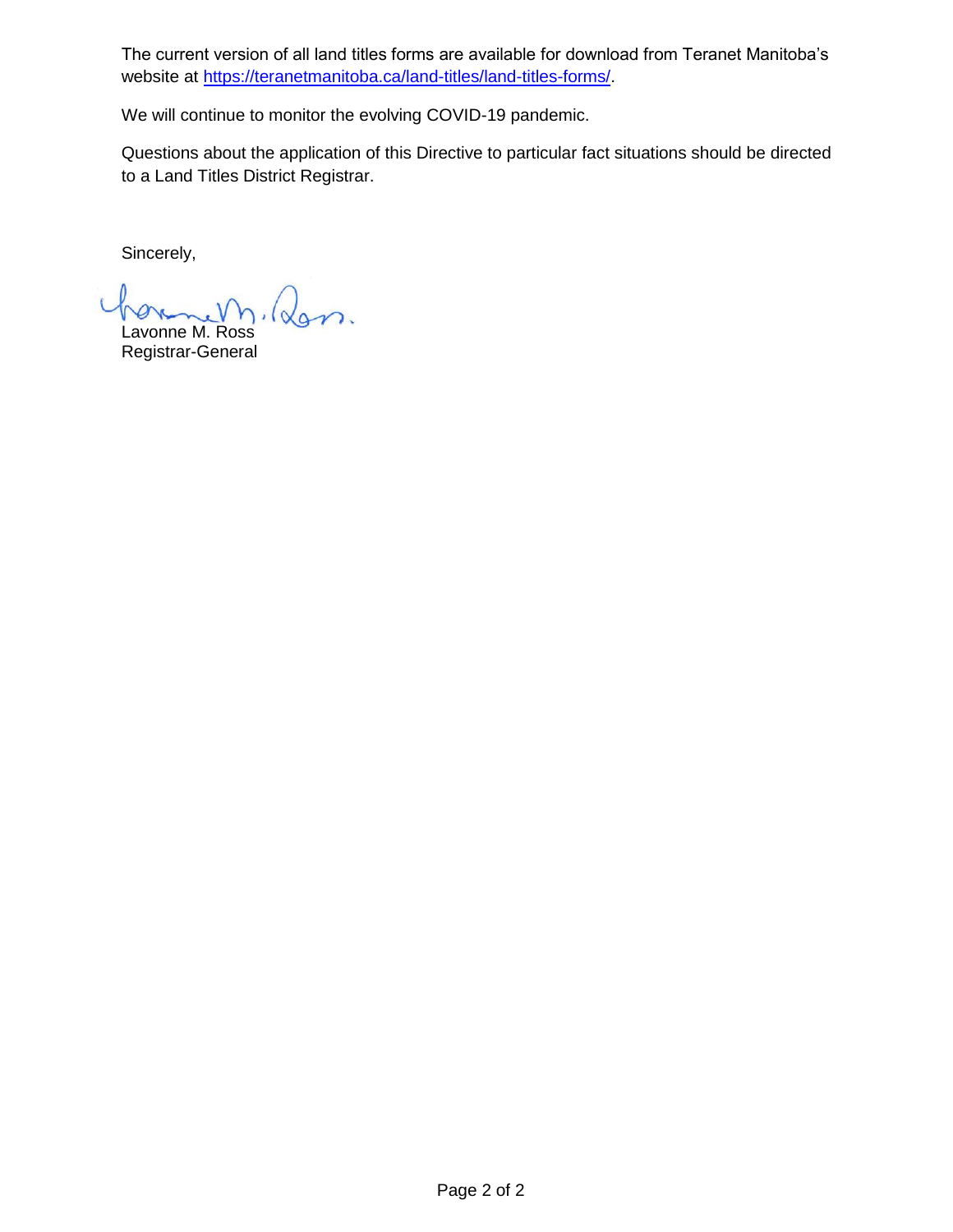The current version of all land titles forms are available for download from Teranet Manitoba's website at [https://teranetmanitoba.ca/land-titles/land-titles-forms/](https://teranetmanitoba.ca/land-titles/land-titles-forms/).

We will continue to monitor the evolving COVID-19 pandemic.

Questions about the application of this Directive to particular fact situations should be directed to a Land Titles District Registrar.

Sincerely,

Lavonne M. Ross
Registrar-General